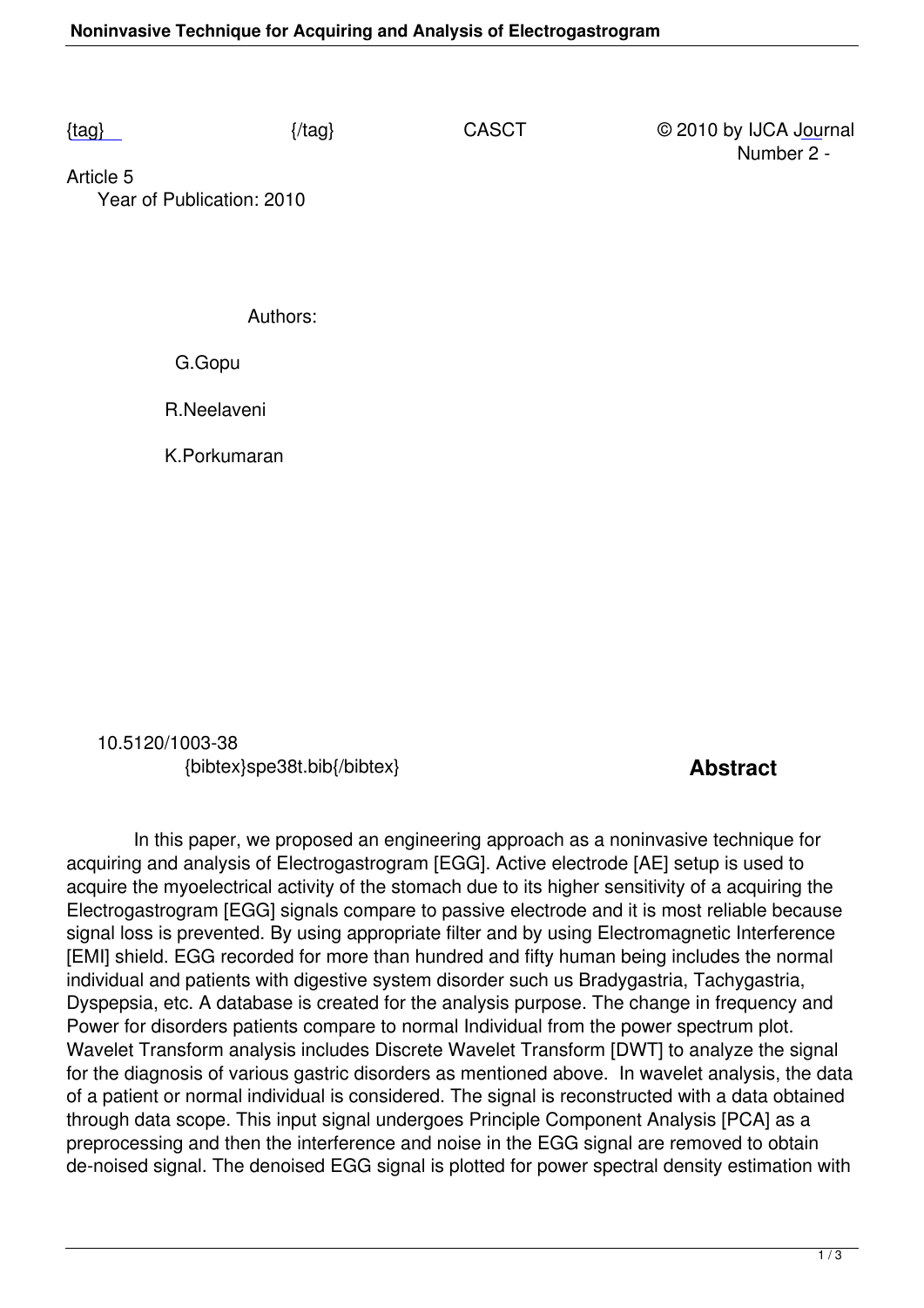{tag} {/tag} CASCT © 2010 by IJCA Journal Number 2 -

Article 5

Year of Publication: 2010

Authors:

G.Gopu

R.Neelaveni

K.Porkumaran

10.5120/1003-38

{bibtex}spe38t.bib{/bibtex}

## Abstract

In this paper, we proposed an engineering approach as a noninvasive technique for acquiring and analysis of Electrogastrogram [EGG]. Active electrode [AE] setup is used to acquire the myoelectrical activity of the stomach due to its higher sensitivity of a acquiring the Electrogastrogram [EGG] signals compare to passive electrode and it is most reliable because signal loss is prevented. By using appropriate filter and by using Electromagnetic Interference [EMI] shield. EGG recorded for more than hundred and fifty human being includes the normal individual and patients with digestive system disorder such us Bradygastria, Tachygastria, Dyspepsia, etc. A database is created for the analysis purpose. The change in frequency and Power for disorders patients compare to normal Individual from the power spectrum plot. Wavelet Transform analysis includes Discrete Wavelet Transform [DWT] to analyze the signal for the diagnosis of various gastric disorders as mentioned above. In wavelet analysis, the data of a patient or normal individual is considered. The signal is reconstructed with a data obtained through data scope. This input signal undergoes Principle Component Analysis [PCA] as a preprocessing and then the interference and noise in the EGG signal are removed to obtain de-noised signal. The denoised EGG signal is plotted for power spectral density estimation with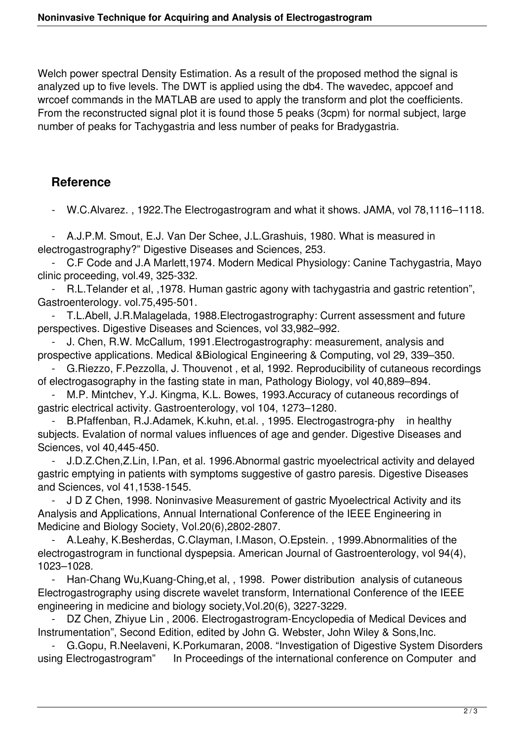Welch power spectral Density Estimation. As a result of the proposed method the signal is analyzed up to five levels. The DWT is applied using the db4. The wavedec, appcoef and wrcoef commands in the MATLAB are used to apply the transform and plot the coefficients. From the reconstructed signal plot it is found those 5 peaks (3cpm) for normal subject, large number of peaks for Tachygastria and less number of peaks for Bradygastria.

## Reference

- W.C.Alvarez. , 1922.The Electrogastrogram and what it shows. JAMA, vol 78,1116–1118.
- A.J.P.M. Smout, E.J. Van Der Schee, J.L.Grashuis, 1980. What is measured in electrogastrography?" Digestive Diseases and Sciences, 253.
- C.F Code and J.A Marlett,1974. Modern Medical Physiology: Canine Tachygastria, Mayo clinic proceeding, vol.49, 325-332.
- R.L.Telander et al, ,1978. Human gastric agony with tachygastria and gastric retention", Gastroenterology. vol.75,495-501.
- T.L.Abell, J.R.Malagelada, 1988.Electrogastrography: Current assessment and future perspectives. Digestive Diseases and Sciences, vol 33,982–992.
- J. Chen, R.W. McCallum, 1991.Electrogastrography: measurement, analysis and prospective applications. Medical &Biological Engineering & Computing, vol 29, 339–350.
- G.Riezzo, F.Pezzolla, J. Thouvenot , et al, 1992. Reproducibility of cutaneous recordings of electrogasography in the fasting state in man, Pathology Biology, vol 40,889–894.
- M.P. Mintchev, Y.J. Kingma, K.L. Bowes, 1993.Accuracy of cutaneous recordings of gastric electrical activity. Gastroenterology, vol 104, 1273–1280.
- B.Pfaffenban, R.J.Adamek, K.kuhn, et.al. , 1995. Electrogastrogra-phy in healthy subjects. Evalation of normal values influences of age and gender. Digestive Diseases and Sciences, vol 40,445-450.
- J.D.Z.Chen,Z.Lin, I.Pan, et al. 1996.Abnormal gastric myoelectrical activity and delayed gastric emptying in patients with symptoms suggestive of gastro paresis. Digestive Diseases and Sciences, vol 41,1538-1545.
- J D Z Chen, 1998. Noninvasive Measurement of gastric Myoelectrical Activity and its Analysis and Applications, Annual International Conference of the IEEE Engineering in Medicine and Biology Society, Vol.20(6),2802-2807.
- A.Leahy, K.Besherdas, C.Clayman, I.Mason, O.Epstein. , 1999.Abnormalities of the electrogastrogram in functional dyspepsia. American Journal of Gastroenterology, vol 94(4), 1023–1028.
- Han-Chang Wu,Kuang-Ching,et al, , 1998. Power distribution analysis of cutaneous Electrogastrography using discrete wavelet transform, International Conference of the IEEE engineering in medicine and biology society,Vol.20(6), 3227-3229.
- DZ Chen, Zhiyue Lin , 2006. Electrogastrogram-Encyclopedia of Medical Devices and Instrumentation", Second Edition, edited by John G. Webster, John Wiley & Sons,Inc.
- G.Gopu, R.Neelaveni, K.Porkumaran, 2008. "Investigation of Digestive System Disorders using Electrogastrogram" In Proceedings of the international conference on Computer and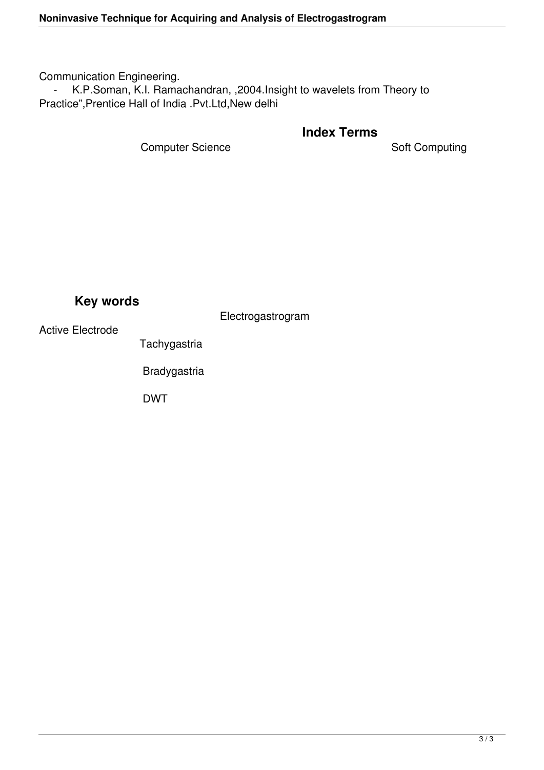Communication Engineering.

- K.P.Soman, K.I. Ramachandran, ,2004.Insight to wavelets from Theory to Practice",Prentice Hall of India .Pvt.Ltd,New delhi

## Index Terms

Computer Science

Soft Computing

## Key words

Electrogastrogram

Active Electrode

Tachygastria

Bradygastria

DWT